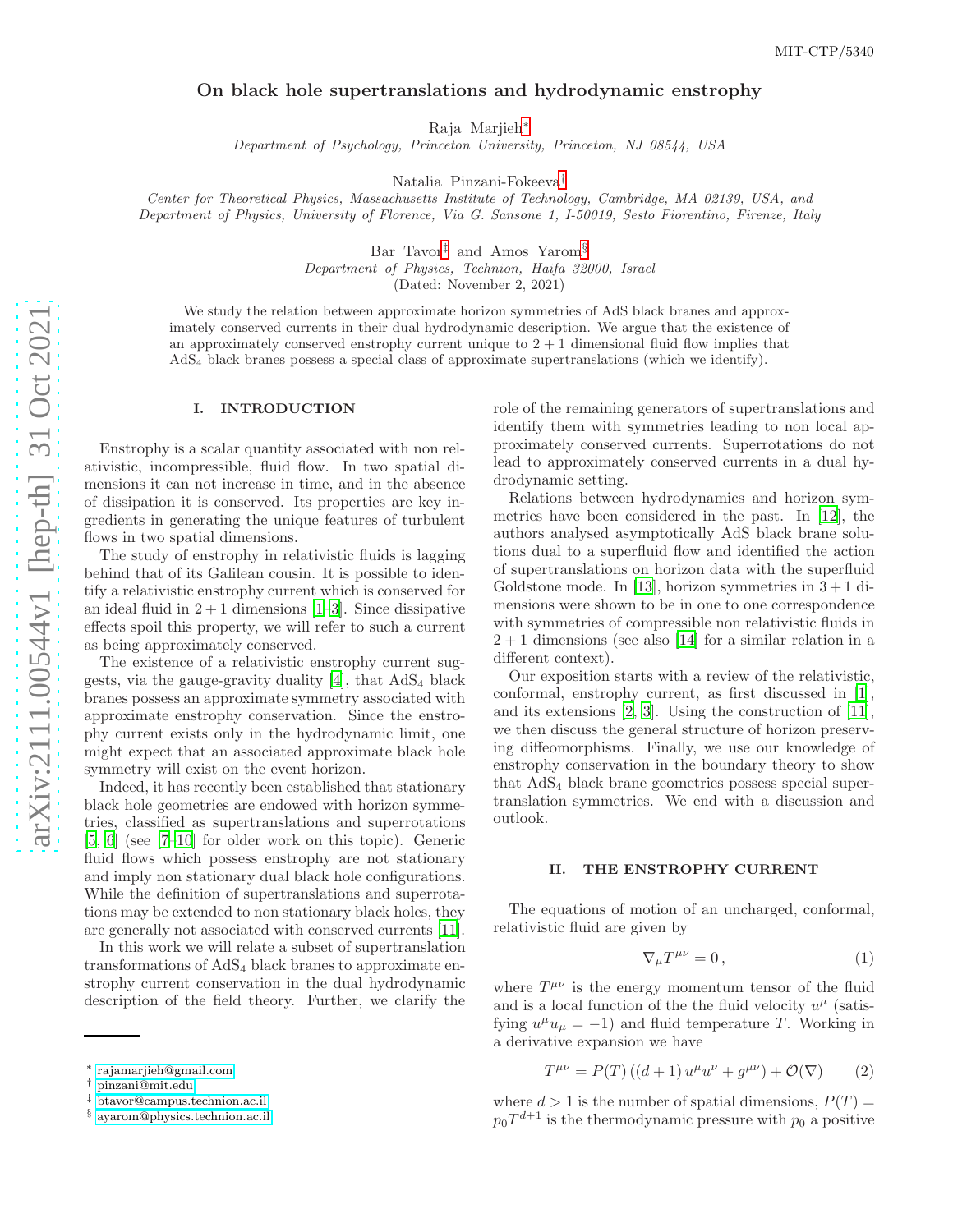MIT-CTP/5340

# On black hole supertranslations and hydrodynamic enstrophy

Raja Marjieh[*]

*Department of Psychology, Princeton University, Princeton, NJ 08544, USA*

Natalia Pinzani-Fokeeva[†]

*Center for Theoretical Physics, Massachusetts Institute of Technology, Cambridge, MA 02139, USA, and Department of Physics, University of Florence, Via G. Sansone 1, I-50019, Sesto Fiorentino, Firenze, Italy*

Bar Tavor[‡] and Amos Yarom[§]

*Department of Physics, Technion, Haifa 32000, Israel*

(Dated: November 2, 2021)

We study the relation between approximate horizon symmetries of AdS black branes and approximately conserved currents in their dual hydrodynamic description. We argue that the existence of an approximately conserved enstrophy current unique to $2+1$ dimensional fluid flow implies that $AdS_4$ black branes possess a special class of approximate supertranslations (which we identify).

## I. INTRODUCTION

Enstrophy is a scalar quantity associated with non relativistic, incompressible, fluid flow. In two spatial dimensions it can not increase in time, and in the absence of dissipation it is conserved. Its properties are key ingredients in generating the unique features of turbulent flows in two spatial dimensions.

The study of enstrophy in relativistic fluids is lagging behind that of its Galilean cousin. It is possible to identify a relativistic enstrophy current which is conserved for an ideal fluid in $2+1$ dimensions [1–3]. Since dissipative effects spoil this property, we will refer to such a current as being approximately conserved.

The existence of a relativistic enstrophy current suggests, via the gauge-gravity duality [4], that $AdS_4$ black branes possess an approximate symmetry associated with approximate enstrophy conservation. Since the enstrophy current exists only in the hydrodynamic limit, one might expect that an associated approximate black hole symmetry will exist on the event horizon.

Indeed, it has recently been established that stationary black hole geometries are endowed with horizon symmetries, classified as supertranslations and superrotations [5, 6] (see [7–10] for older work on this topic). Generic fluid flows which possess enstrophy are not stationary and imply non stationary dual black hole configurations. While the definition of supertranslations and superrotations may be extended to non stationary black holes, they are generally not associated with conserved currents [11].

In this work we will relate a subset of supertranslation transformations of $AdS_4$ black branes to approximate enstrophy current conservation in the dual hydrodynamic description of the field theory. Further, we clarify the role of the remaining generators of supertranslations and identify them with symmetries leading to non local approximately conserved currents. Superrotations do not lead to approximately conserved currents in a dual hydrodynamic setting.

Relations between hydrodynamics and horizon symmetries have been considered in the past. In [12], the authors analysed asymptotically AdS black brane solutions dual to a superfluid flow and identified the action of supertranslations on horizon data with the superfluid Goldstone mode. In [13], horizon symmetries in $3+1$ dimensions were shown to be in one to one correspondence with symmetries of compressible non relativistic fluids in $2+1$ dimensions (see also [14] for a similar relation in a different context).

Our exposition starts with a review of the relativistic, conformal, enstrophy current, as first discussed in [1], and its extensions [2, 3]. Using the construction of [11], we then discuss the general structure of horizon preserving diffeomorphisms. Finally, we use our knowledge of enstrophy conservation in the boundary theory to show that $AdS_4$ black brane geometries possess special supertranslation symmetries. We end with a discussion and outlook.

## II. THE ENSTROPHY CURRENT

The equations of motion of an uncharged, conformal, relativistic fluid are given by

$$\nabla_\mu T^{\mu\nu} = 0\,, \tag{1}$$

where $T^{\mu\nu}$ is the energy momentum tensor of the fluid and is a local function of the the fluid velocity $u^\mu$ (satisfying $u^\mu u_\mu = -1$) and fluid temperature $T$. Working in a derivative expansion we have

$$T^{\mu\nu} = P(T)\left((d+1)\,u^\mu u^\nu + g^{\mu\nu}\right) + \mathcal{O}(\nabla) \tag{2}$$

where $d > 1$ is the number of spatial dimensions, $P(T) = p_0 T^{d+1}$ is the thermodynamic pressure with $p_0$ a positive

[*] rajamarjieh@gmail.com
[†] pinzani@mit.edu
[‡] btavor@campus.technion.ac.il
[§] ayarom@physics.technion.ac.il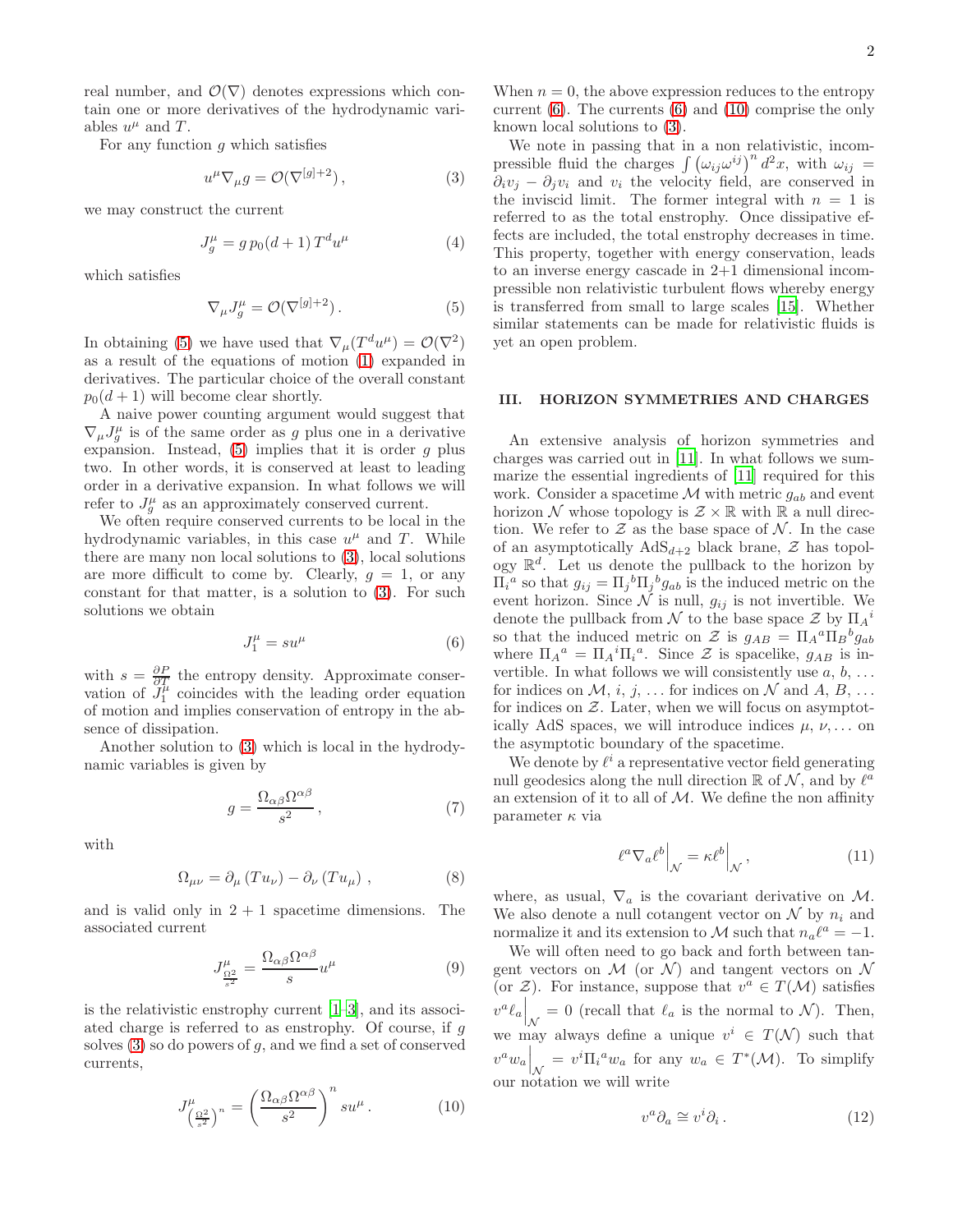real number, and $\mathcal{O}(\nabla)$ denotes expressions which contain one or more derivatives of the hydrodynamic variables $u^\mu$ and $T$.

For any function $g$ which satisfies

$$u^\mu \nabla_\mu g = \mathcal{O}(\nabla^{[g]+2}), \tag{3}$$

we may construct the current

$$J^\mu_g = g\, p_0 (d+1)\, T^d u^\mu \tag{4}$$

which satisfies

$$\nabla_\mu J^\mu_g = \mathcal{O}(\nabla^{[g]+2}). \tag{5}$$

In obtaining (5) we have used that $\nabla_\mu (T^d u^\mu) = \mathcal{O}(\nabla^2)$ as a result of the equations of motion (1) expanded in derivatives. The particular choice of the overall constant $p_0(d+1)$ will become clear shortly.

A naive power counting argument would suggest that $\nabla_\mu J^\mu_g$ is of the same order as $g$ plus one in a derivative expansion. Instead, (5) implies that it is order $g$ plus two. In other words, it is conserved at least to leading order in a derivative expansion. In what follows we will refer to $J^\mu_g$ as an approximately conserved current.

We often require conserved currents to be local in the hydrodynamic variables, in this case $u^\mu$ and $T$. While there are many non local solutions to (3), local solutions are more difficult to come by. Clearly, $g = 1$, or any constant for that matter, is a solution to (3). For such solutions we obtain

$$J^\mu_1 = s u^\mu \tag{6}$$

with $s = \frac{\partial P}{\partial T}$ the entropy density. Approximate conservation of $J^\mu_1$ coincides with the leading order equation of motion and implies conservation of entropy in the absence of dissipation.

Another solution to (3) which is local in the hydrodynamic variables is given by

$$g = \frac{\Omega_{\alpha\beta}\Omega^{\alpha\beta}}{s^2}, \tag{7}$$

with

$$\Omega_{\mu\nu} = \partial_\mu (T u_\nu) - \partial_\nu (T u_\mu), \tag{8}$$

and is valid only in 2 + 1 spacetime dimensions. The associated current

$$J^\mu_{\frac{\Omega^2}{s^2}} = \frac{\Omega_{\alpha\beta}\Omega^{\alpha\beta}}{s} u^\mu \tag{9}$$

is the relativistic enstrophy current [1–3], and its associated charge is referred to as enstrophy. Of course, if $g$ solves (3) so do powers of $g$, and we find a set of conserved currents,

$$J^\mu_{\left(\frac{\Omega^2}{s^2}\right)^n} = \left(\frac{\Omega_{\alpha\beta}\Omega^{\alpha\beta}}{s^2}\right)^n s u^\mu . \tag{10}$$

When $n = 0$, the above expression reduces to the entropy current (6). The currents (6) and (10) comprise the only known local solutions to (3).

We note in passing that in a non relativistic, incompressible fluid the charges $\int \left(\omega_{ij}\omega^{ij}\right)^n d^2x$, with $\omega_{ij} = \partial_i v_j - \partial_j v_i$ and $v_i$ the velocity field, are conserved in the inviscid limit. The former integral with $n = 1$ is referred to as the total enstrophy. Once dissipative effects are included, the total enstrophy decreases in time. This property, together with energy conservation, leads to an inverse energy cascade in 2+1 dimensional incompressible non relativistic turbulent flows whereby energy is transferred from small to large scales [15]. Whether similar statements can be made for relativistic fluids is yet an open problem.

## III. HORIZON SYMMETRIES AND CHARGES

An extensive analysis of horizon symmetries and charges was carried out in [11]. In what follows we summarize the essential ingredients of [11] required for this work. Consider a spacetime $\mathcal{M}$ with metric $g_{ab}$ and event horizon $\mathcal{N}$ whose topology is $\mathcal{Z} \times \mathbb{R}$ with $\mathbb{R}$ a null direction. We refer to $\mathcal{Z}$ as the base space of $\mathcal{N}$. In the case of an asymptotically AdS$_{d+2}$ black brane, $\mathcal{Z}$ has topology $\mathbb{R}^d$. Let us denote the pullback to the horizon by $\Pi_i{}^a$ so that $g_{ij} = \Pi_j{}^b \Pi_j{}^b g_{ab}$ is the induced metric on the event horizon. Since $\mathcal{N}$ is null, $g_{ij}$ is not invertible. We denote the pullback from $\mathcal{N}$ to the base space $\mathcal{Z}$ by $\Pi_A{}^i$ so that the induced metric on $\mathcal{Z}$ is $g_{AB} = \Pi_A{}^a \Pi_B{}^b g_{ab}$ where $\Pi_A{}^a = \Pi_A{}^i \Pi_i{}^a$. Since $\mathcal{Z}$ is spacelike, $g_{AB}$ is invertible. In what follows we will consistently use $a$, $b$, ... for indices on $\mathcal{M}$, $i$, $j$, ... for indices on $\mathcal{N}$ and $A$, $B$, ... for indices on $\mathcal{Z}$. Later, when we will focus on asymptotically AdS spaces, we will introduce indices $\mu$, $\nu$, ... on the asymptotic boundary of the spacetime.

We denote by $\ell^i$ a representative vector field generating null geodesics along the null direction $\mathbb{R}$ of $\mathcal{N}$, and by $\ell^a$ an extension of it to all of $\mathcal{M}$. We define the non affinity parameter $\kappa$ via

$$\ell^a \nabla_a \ell^b \Big|_{\mathcal{N}} = \kappa \ell^b \Big|_{\mathcal{N}}, \tag{11}$$

where, as usual, $\nabla_a$ is the covariant derivative on $\mathcal{M}$. We also denote a null cotangent vector on $\mathcal{N}$ by $n_i$ and normalize it and its extension to $\mathcal{M}$ such that $n_a \ell^a = -1$.

We will often need to go back and forth between tangent vectors on $\mathcal{M}$ (or $\mathcal{N}$) and tangent vectors on $\mathcal{N}$ (or $\mathcal{Z}$). For instance, suppose that $v^a \in T(\mathcal{M})$ satisfies $v^a \ell_a \Big|_{\mathcal{N}} = 0$ (recall that $\ell_a$ is the normal to $\mathcal{N}$). Then, we may always define a unique $v^i \in T(\mathcal{N})$ such that $v^a w_a \Big|_{\mathcal{N}} = v^i \Pi_i{}^a w_a$ for any $w_a \in T^*(\mathcal{M})$. To simplify our notation we will write

$$v^a \partial_a \cong v^i \partial_i . \tag{12}$$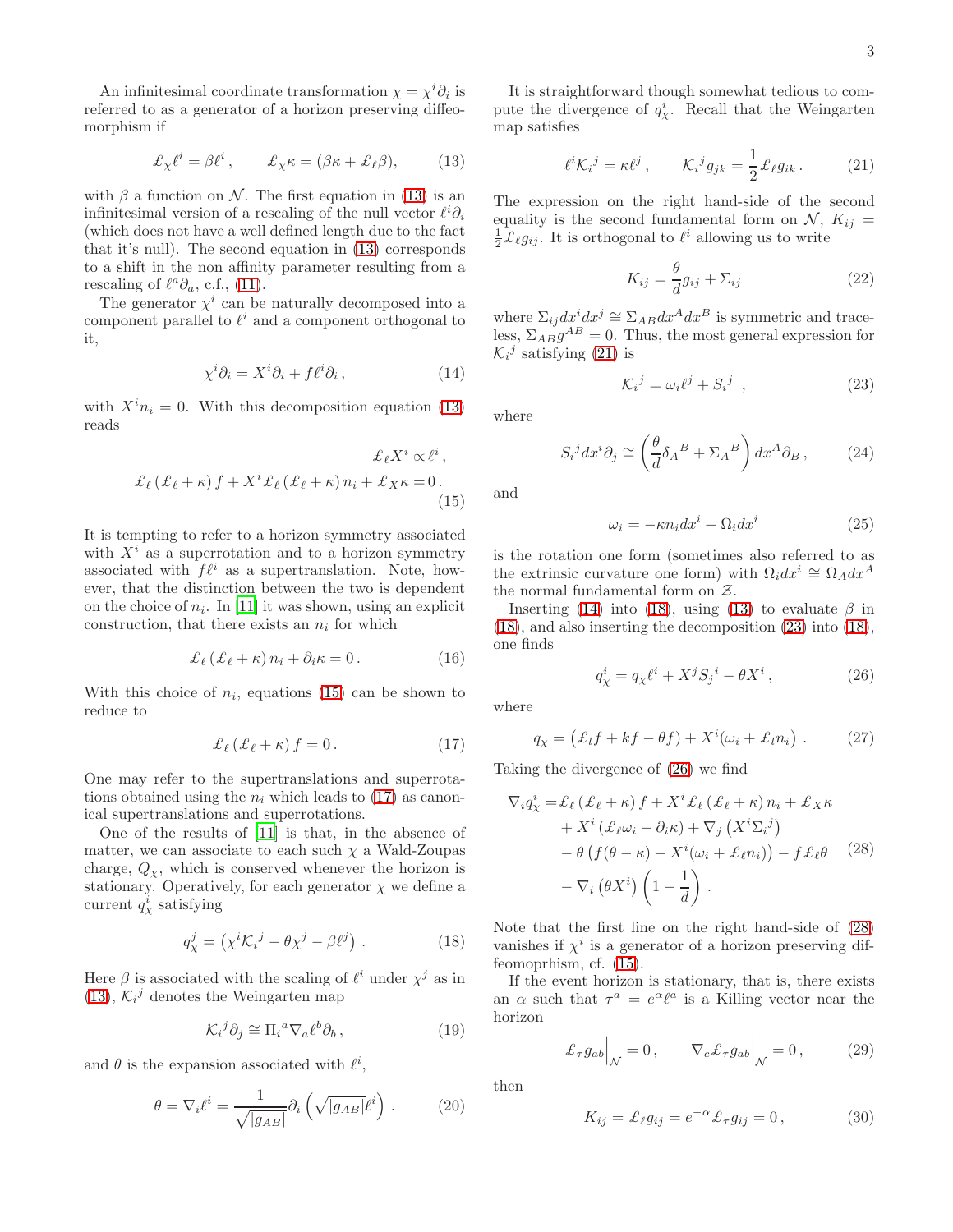An infinitesimal coordinate transformation $\chi = \chi^i \partial_i$ is referred to as a generator of a horizon preserving diffeomorphism if

$$\pounds_\chi \ell^i = \beta \ell^i \,, \qquad \pounds_\chi \kappa = (\beta\kappa + \pounds_\ell \beta), \tag{13}$$

with $\beta$ a function on $\mathcal{N}$. The first equation in (13) is an infinitesimal version of a rescaling of the null vector $\ell^i\partial_i$ (which does not have a well defined length due to the fact that it's null). The second equation in (13) corresponds to a shift in the non affinity parameter resulting from a rescaling of $\ell^a \partial_a$, c.f., (11).

The generator $\chi^i$ can be naturally decomposed into a component parallel to $\ell^i$ and a component orthogonal to it,

$$\chi^i\partial_i = X^i \partial_i + f \ell^i \partial_i \,, \tag{14}$$

with $X^i n_i = 0$. With this decomposition equation (13) reads

$$\begin{aligned} \pounds_\ell X^i \propto \ell^i \,, \\ \pounds_\ell \left(\pounds_\ell + \kappa\right) f + X^i \pounds_\ell \left(\pounds_\ell + \kappa\right) n_i + \pounds_X \kappa = 0 \,. \end{aligned} \tag{15}$$

It is tempting to refer to a horizon symmetry associated with $X^i$ as a superrotation and to a horizon symmetry associated with $f\ell^i$ as a supertranslation. Note, however, that the distinction between the two is dependent on the choice of $n_i$. In [11] it was shown, using an explicit construction, that there exists an $n_i$ for which

$$\pounds_\ell \left(\pounds_\ell + \kappa\right) n_i + \partial_i \kappa = 0 \,. \tag{16}$$

With this choice of $n_i$, equations (15) can be shown to reduce to

$$\pounds_\ell \left(\pounds_\ell + \kappa\right) f = 0 \,. \tag{17}$$

One may refer to the supertranslations and superrotations obtained using the $n_i$ which leads to (17) as canonical supertranslations and superrotations.

One of the results of [11] is that, in the absence of matter, we can associate to each such $\chi$ a Wald-Zoupas charge, $Q_\chi$, which is conserved whenever the horizon is stationary. Operatively, for each generator $\chi$ we define a current $q^i_\chi$ satisfying

$$q^j_\chi = \left(\chi^i \mathcal{K}_i{}^j - \theta \chi^j - \beta \ell^j\right) \,. \tag{18}$$

Here $\beta$ is associated with the scaling of $\ell^i$ under $\chi^j$ as in (13), $\mathcal{K}_i{}^j$ denotes the Weingarten map

$$\mathcal{K}_i{}^j \partial_j \cong \Pi_i{}^a \nabla_a \ell^b \partial_b \,, \tag{19}$$

and $\theta$ is the expansion associated with $\ell^i$,

$$\theta = \nabla_i \ell^i = \frac{1}{\sqrt{|g_{AB}|}} \partial_i \left(\sqrt{|g_{AB}|} \ell^i\right) \,. \tag{20}$$

It is straightforward though somewhat tedious to compute the divergence of $q^i_\chi$. Recall that the Weingarten map satisfies

$$\ell^i \mathcal{K}_i{}^j = \kappa \ell^j \,, \qquad \mathcal{K}_i{}^j g_{jk} = \frac{1}{2} \pounds_\ell g_{ik} \,. \tag{21}$$

The expression on the right hand-side of the second equality is the second fundamental form on $\mathcal{N}$, $K_{ij} = \frac{1}{2}\pounds_\ell g_{ij}$. It is orthogonal to $\ell^i$ allowing us to write

$$K_{ij} = \frac{\theta}{d} g_{ij} + \Sigma_{ij} \tag{22}$$

where $\Sigma_{ij} dx^i dx^j \cong \Sigma_{AB} dx^A dx^B$ is symmetric and traceless, $\Sigma_{AB} g^{AB} = 0$. Thus, the most general expression for $\mathcal{K}_i{}^j$ satisfying (21) is

$$\mathcal{K}_i{}^j = \omega_i \ell^j + S_i{}^j \;\;, \tag{23}$$

where

$$S_i{}^j dx^i \partial_j \cong \left(\frac{\theta}{d}\delta_A{}^B + \Sigma_A{}^B\right) dx^A \partial_B \,, \tag{24}$$

and

$$\omega_i = -\kappa n_i dx^i + \Omega_i dx^i \tag{25}$$

is the rotation one form (sometimes also referred to as the extrinsic curvature one form) with $\Omega_i dx^i \cong \Omega_A dx^A$ the normal fundamental form on $\mathcal{Z}$.

Inserting (14) into (18), using (13) to evaluate $\beta$ in (18), and also inserting the decomposition (23) into (18), one finds

$$q^i_\chi = q_\chi \ell^i + X^j S_j{}^i - \theta X^i \,, \tag{26}$$

where

$$q_\chi = \left(\pounds_l f + k f - \theta f\right) + X^i (\omega_i + \pounds_l n_i) \;. \tag{27}$$

Taking the divergence of (26) we find

$$\begin{aligned} \nabla_i q^i_\chi = & \pounds_\ell \left(\pounds_\ell + \kappa\right) f + X^i \pounds_\ell \left(\pounds_\ell + \kappa\right) n_i + \pounds_X \kappa \\ & + X^i \left(\pounds_\ell \omega_i - \partial_i \kappa\right) + \nabla_j \left(X^i \Sigma_i{}^j\right) \\ & - \theta \left(f(\theta - \kappa) - X^i(\omega_i + \pounds_\ell n_i)\right) - f \pounds_\ell \theta \\ & - \nabla_i \left(\theta X^i\right) \left(1 - \frac{1}{d}\right) . \end{aligned} \tag{28}$$

Note that the first line on the right hand-side of (28) vanishes if $\chi^i$ is a generator of a horizon preserving diffeomoprhism, cf. (15).

If the event horizon is stationary, that is, there exists an $\alpha$ such that $\tau^a = e^\alpha \ell^a$ is a Killing vector near the horizon

$$\pounds_\tau g_{ab}\Big|_{\mathcal{N}} = 0 \,, \qquad \nabla_c \pounds_\tau g_{ab}\Big|_{\mathcal{N}} = 0 \,, \tag{29}$$

then

$$K_{ij} = \pounds_\ell g_{ij} = e^{-\alpha} \pounds_\tau g_{ij} = 0 \,, \tag{30}$$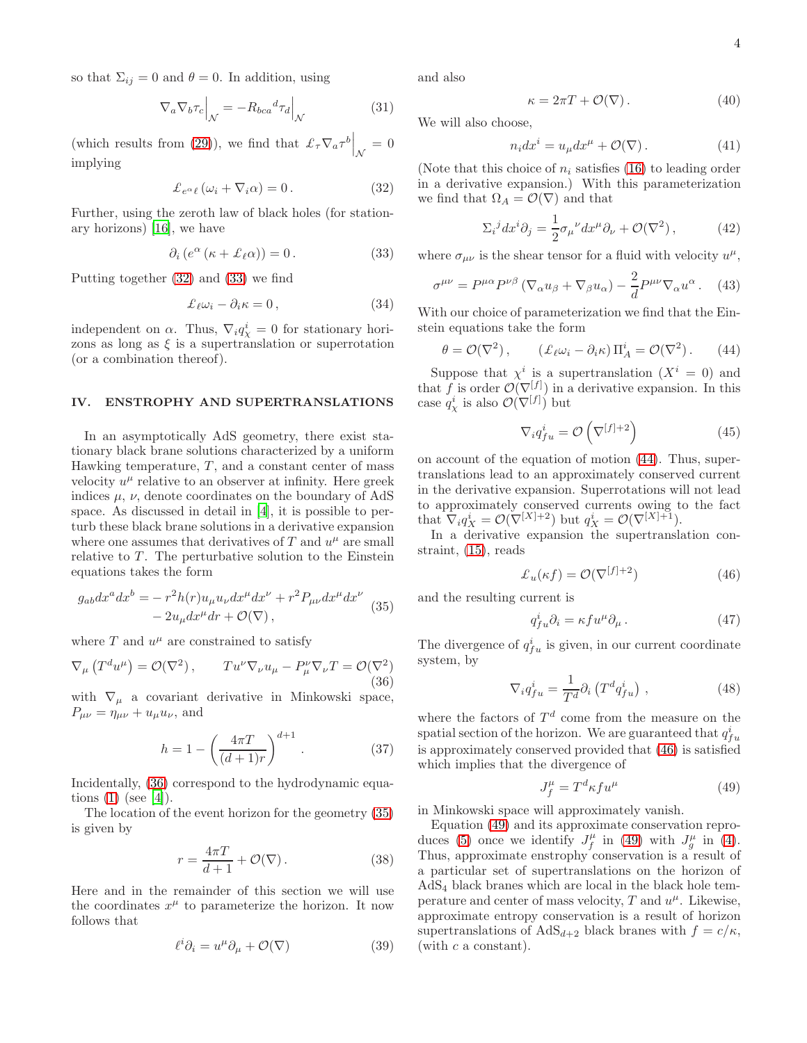so that $\Sigma_{ij} = 0$ and $\theta = 0$. In addition, using

$$\nabla_a \nabla_b \tau_c \Big|_{\mathcal{N}} = -R_{bca}{}^d \tau_d \Big|_{\mathcal{N}} \tag{31}$$

(which results from (29)), we find that $\pounds_\tau \nabla_a \tau^b \Big|_{\mathcal{N}} = 0$ implying

$$\pounds_{e^\alpha \ell} \left(\omega_i + \nabla_i \alpha\right) = 0 \,. \tag{32}$$

Further, using the zeroth law of black holes (for stationary horizons) [16], we have

$$\partial_i \left(e^\alpha \left(\kappa + \pounds_\ell \alpha\right)\right) = 0 \,. \tag{33}$$

Putting together (32) and (33) we find

$$\pounds_\ell \omega_i - \partial_i \kappa = 0 \,, \tag{34}$$

independent on $\alpha$. Thus, $\nabla_i q^i_\chi = 0$ for stationary horizons as long as $\xi$ is a supertranslation or superrotation (or a combination thereof).

## IV. ENSTROPHY AND SUPERTRANSLATIONS

In an asymptotically AdS geometry, there exist stationary black brane solutions characterized by a uniform Hawking temperature, $T$, and a constant center of mass velocity $u^\mu$ relative to an observer at infinity. Here greek indices $\mu$, $\nu$, denote coordinates on the boundary of AdS space. As discussed in detail in [4], it is possible to perturb these black brane solutions in a derivative expansion where one assumes that derivatives of $T$ and $u^\mu$ are small relative to $T$. The perturbative solution to the Einstein equations takes the form

$$\begin{aligned} g_{ab} dx^a dx^b = & - r^2 h(r) u_\mu u_\nu dx^\mu dx^\nu + r^2 P_{\mu\nu} dx^\mu dx^\nu \\ & - 2 u_\mu dx^\mu dr + \mathcal{O}(\nabla) \,, \end{aligned} \tag{35}$$

where $T$ and $u^\mu$ are constrained to satisfy

$$\nabla_\mu \left(T^d u^\mu\right) = \mathcal{O}(\nabla^2) \,, \qquad T u^\nu \nabla_\nu u_\mu - P_\mu^\nu \nabla_\nu T = \mathcal{O}(\nabla^2) \tag{36}$$

with $\nabla_\mu$ a covariant derivative in Minkowski space, $P_{\mu\nu} = \eta_{\mu\nu} + u_\mu u_\nu$, and

$$h = 1 - \left(\frac{4\pi T}{(d+1) r}\right)^{d+1} \,. \tag{37}$$

Incidentally, (36) correspond to the hydrodynamic equations (1) (see [4]).

The location of the event horizon for the geometry (35) is given by

$$r = \frac{4\pi T}{d+1} + \mathcal{O}(\nabla) \,. \tag{38}$$

Here and in the remainder of this section we will use the coordinates $x^\mu$ to parameterize the horizon. It now follows that

$$\ell^i \partial_i = u^\mu \partial_\mu + \mathcal{O}(\nabla) \tag{39}$$

and also

$$\kappa = 2\pi T + \mathcal{O}(\nabla) \,. \tag{40}$$

We will also choose,

$$n_i dx^i = u_\mu dx^\mu + \mathcal{O}(\nabla) \,. \tag{41}$$

(Note that this choice of $n_i$ satisfies (16) to leading order in a derivative expansion.) With this parameterization we find that $\Omega_A = \mathcal{O}(\nabla)$ and that

$$\Sigma_i{}^j dx^i \partial_j = \frac{1}{2} \sigma_\mu{}^\nu dx^\mu \partial_\nu + \mathcal{O}(\nabla^2) \,, \tag{42}$$

where $\sigma_{\mu\nu}$ is the shear tensor for a fluid with velocity $u^\mu$,

$$\sigma^{\mu\nu} = P^{\mu\alpha} P^{\nu\beta} \left(\nabla_\alpha u_\beta + \nabla_\beta u_\alpha\right) - \frac{2}{d} P^{\mu\nu} \nabla_\alpha u^\alpha \,. \tag{43}$$

With our choice of parameterization we find that the Einstein equations take the form

$$\theta = \mathcal{O}(\nabla^2) \,, \qquad \left(\pounds_\ell \omega_i - \partial_i \kappa\right) \Pi^i_A = \mathcal{O}(\nabla^2) \,. \tag{44}$$

Suppose that $\chi^i$ is a supertranslation ($X^i = 0$) and that $f$ is order $\mathcal{O}(\nabla^{[f]})$ in a derivative expansion. In this case $q^i_\chi$ is also $\mathcal{O}(\nabla^{[f]})$ but

$$\nabla_i q^i_{fu} = \mathcal{O}\left(\nabla^{[f]+2}\right) \tag{45}$$

on account of the equation of motion (44). Thus, supertranslations lead to an approximately conserved current in the derivative expansion. Superrotations will not lead to approximately conserved currents owing to the fact that $\nabla_i q^i_X = \mathcal{O}(\nabla^{[X]+2})$ but $q^i_X = \mathcal{O}(\nabla^{[X]+1})$.

In a derivative expansion the supertranslation constraint, (15), reads

$$\pounds_u(\kappa f) = \mathcal{O}(\nabla^{[f]+2}) \tag{46}$$

and the resulting current is

$$q^i_{fu} \partial_i = \kappa f u^\mu \partial_\mu \,. \tag{47}$$

The divergence of $q^i_{fu}$ is given, in our current coordinate system, by

$$\nabla_i q^i_{fu} = \frac{1}{T^d} \partial_i \left(T^d q^i_{fu}\right) \,, \tag{48}$$

where the factors of $T^d$ come from the measure on the spatial section of the horizon. We are guaranteed that $q^i_{fu}$ is approximately conserved provided that (46) is satisfied which implies that the divergence of

$$J^\mu_f = T^d \kappa f u^\mu \tag{49}$$

in Minkowski space will approximately vanish.

Equation (49) and its approximate conservation reproduces (5) once we identify $J^\mu_f$ in (49) with $J^\mu_g$ in (4). Thus, approximate enstrophy conservation is a result of a particular set of supertranslations on the horizon of $\text{AdS}_4$ black branes which are local in the black hole temperature and center of mass velocity, $T$ and $u^\mu$. Likewise, approximate entropy conservation is a result of horizon supertranslations of $\text{AdS}_{d+2}$ black branes with $f = c/\kappa$, (with $c$ a constant).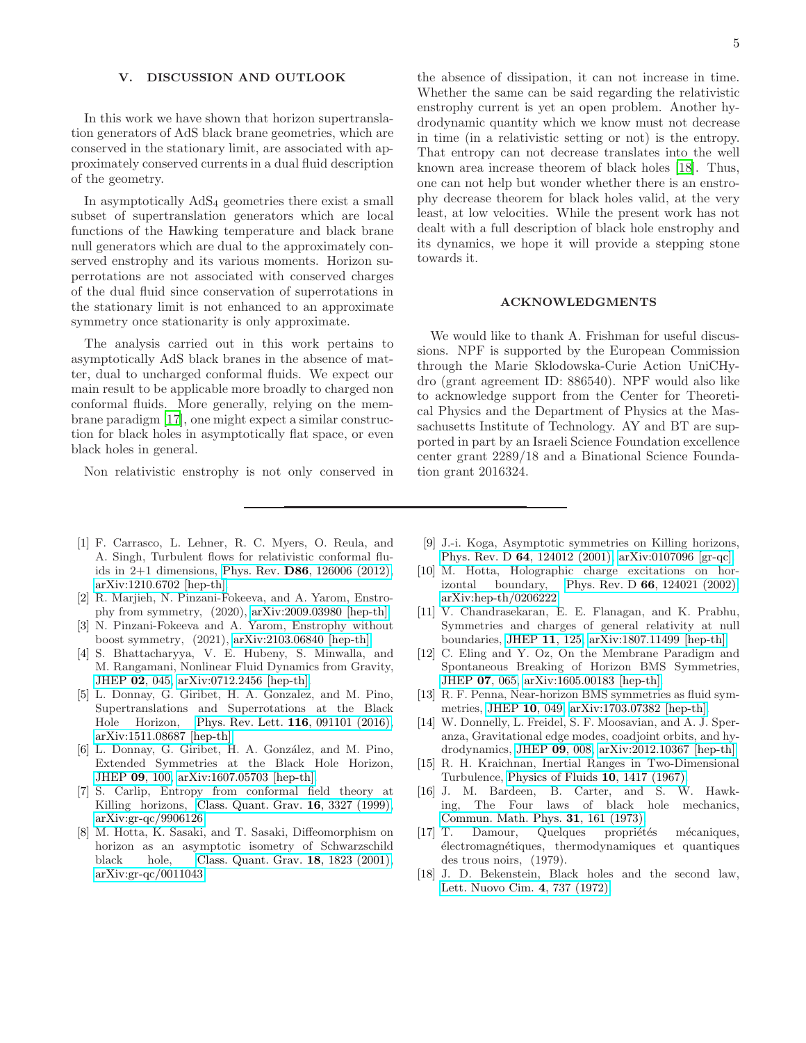## V. DISCUSSION AND OUTLOOK

In this work we have shown that horizon supertranslation generators of AdS black brane geometries, which are conserved in the stationary limit, are associated with approximately conserved currents in a dual fluid description of the geometry.

In asymptotically $AdS_4$ geometries there exist a small subset of supertranslation generators which are local functions of the Hawking temperature and black brane null generators which are dual to the approximately conserved enstrophy and its various moments. Horizon superrotations are not associated with conserved charges of the dual fluid since conservation of superrotations in the stationary limit is not enhanced to an approximate symmetry once stationarity is only approximate.

The analysis carried out in this work pertains to asymptotically AdS black branes in the absence of matter, dual to uncharged conformal fluids. We expect our main result to be applicable more broadly to charged non conformal fluids. More generally, relying on the membrane paradigm [17], one might expect a similar construction for black holes in asymptotically flat space, or even black holes in general.

Non relativistic enstrophy is not only conserved in the absence of dissipation, it can not increase in time. Whether the same can be said regarding the relativistic enstrophy current is yet an open problem. Another hydrodynamic quantity which we know must not decrease in time (in a relativistic setting or not) is the entropy. That entropy can not decrease translates into the well known area increase theorem of black holes [18]. Thus, one can not help but wonder whether there is an enstrophy decrease theorem for black holes valid, at the very least, at low velocities. While the present work has not dealt with a full description of black hole enstrophy and its dynamics, we hope it will provide a stepping stone towards it.

## ACKNOWLEDGMENTS

We would like to thank A. Frishman for useful discussions. NPF is supported by the European Commission through the Marie Sklodowska-Curie Action UniCHydro (grant agreement ID: 886540). NPF would also like to acknowledge support from the Center for Theoretical Physics and the Department of Physics at the Massachusetts Institute of Technology. AY and BT are supported in part by an Israeli Science Foundation excellence center grant 2289/18 and a Binational Science Foundation grant 2016324.

---

[1] F. Carrasco, L. Lehner, R. C. Myers, O. Reula, and A. Singh, Turbulent flows for relativistic conformal fluids in 2+1 dimensions, Phys. Rev. **D86**, 126006 (2012), arXiv:1210.6702 [hep-th].

[2] R. Marjieh, N. Pinzani-Fokeeva, and A. Yarom, Enstrophy from symmetry, (2020), arXiv:2009.03980 [hep-th].

[3] N. Pinzani-Fokeeva and A. Yarom, Enstrophy without boost symmetry, (2021), arXiv:2103.06840 [hep-th].

[4] S. Bhattacharyya, V. E. Hubeny, S. Minwalla, and M. Rangamani, Nonlinear Fluid Dynamics from Gravity, JHEP **02**, 045, arXiv:0712.2456 [hep-th].

[5] L. Donnay, G. Giribet, H. A. Gonzalez, and M. Pino, Supertranslations and Superrotations at the Black Hole Horizon, Phys. Rev. Lett. **116**, 091101 (2016), arXiv:1511.08687 [hep-th].

[6] L. Donnay, G. Giribet, H. A. González, and M. Pino, Extended Symmetries at the Black Hole Horizon, JHEP **09**, 100, arXiv:1607.05703 [hep-th].

[7] S. Carlip, Entropy from conformal field theory at Killing horizons, Class. Quant. Grav. **16**, 3327 (1999), arXiv:gr-qc/9906126.

[8] M. Hotta, K. Sasaki, and T. Sasaki, Diffeomorphism on horizon as an asymptotic isometry of Schwarzschild black hole, Class. Quant. Grav. **18**, 1823 (2001), arXiv:gr-qc/0011043.

[9] J.-i. Koga, Asymptotic symmetries on Killing horizons, Phys. Rev. D **64**, 124012 (2001), arXiv:0107096 [gr-qc].

[10] M. Hotta, Holographic charge excitations on horizontal boundary, Phys. Rev. D **66**, 124021 (2002), arXiv:hep-th/0206222.

[11] V. Chandrasekaran, E. E. Flanagan, and K. Prabhu, Symmetries and charges of general relativity at null boundaries, JHEP **11**, 125, arXiv:1807.11499 [hep-th].

[12] C. Eling and Y. Oz, On the Membrane Paradigm and Spontaneous Breaking of Horizon BMS Symmetries, JHEP **07**, 065, arXiv:1605.00183 [hep-th].

[13] R. F. Penna, Near-horizon BMS symmetries as fluid symmetries, JHEP **10**, 049, arXiv:1703.07382 [hep-th].

[14] W. Donnelly, L. Freidel, S. F. Moosavian, and A. J. Speranza, Gravitational edge modes, coadjoint orbits, and hydrodynamics, JHEP **09**, 008, arXiv:2012.10367 [hep-th].

[15] R. H. Kraichnan, Inertial Ranges in Two-Dimensional Turbulence, Physics of Fluids **10**, 1417 (1967).

[16] J. M. Bardeen, B. Carter, and S. W. Hawking, The Four laws of black hole mechanics, Commun. Math. Phys. **31**, 161 (1973).

[17] T. Damour, Quelques propriétés mécaniques, électromagnétiques, thermodynamiques et quantiques des trous noirs, (1979).

[18] J. D. Bekenstein, Black holes and the second law, Lett. Nuovo Cim. **4**, 737 (1972).